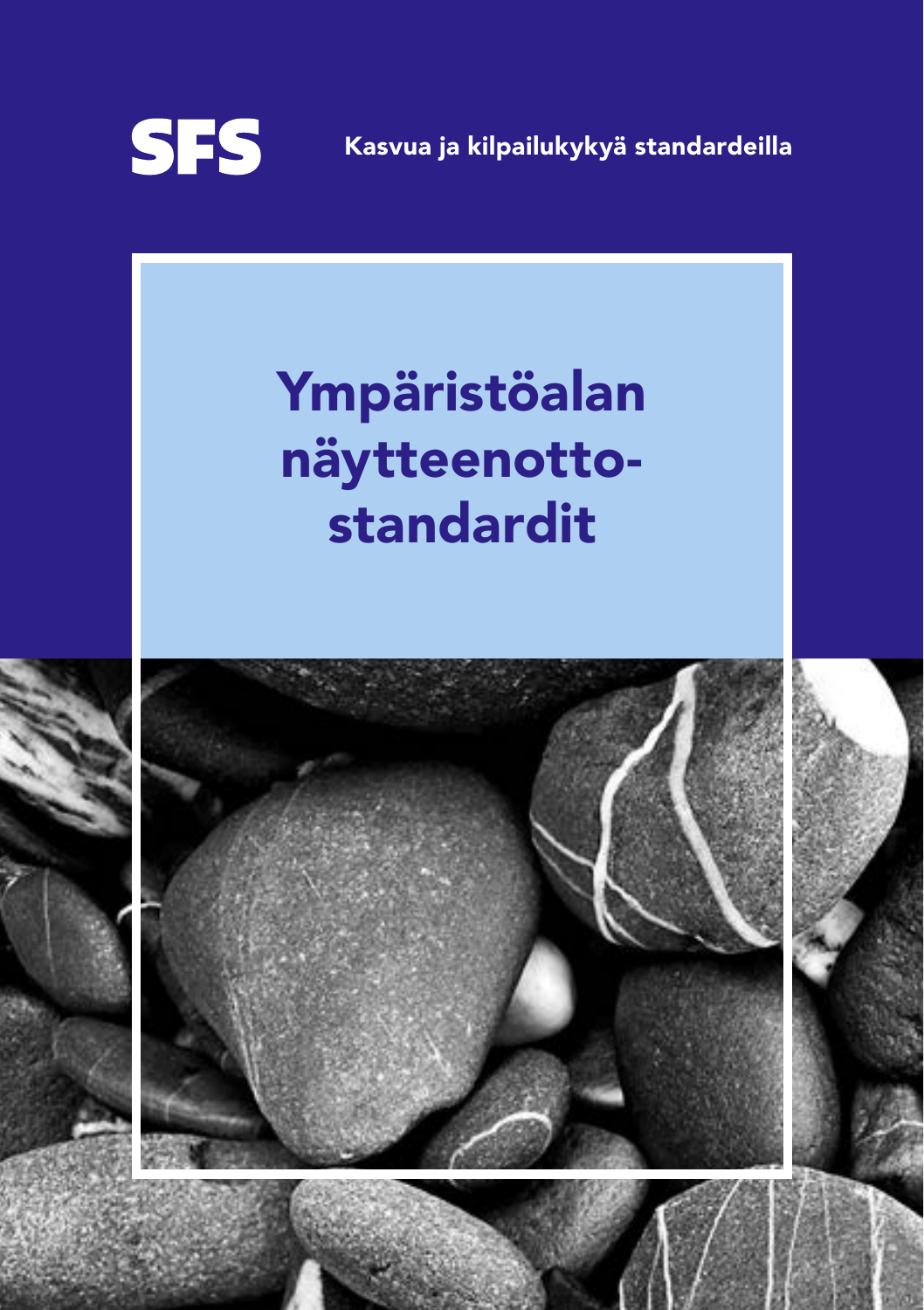SFS

Kasvua ja kilpailukykyä standardeilla

# Ympäristöalan näytteenotto-standardit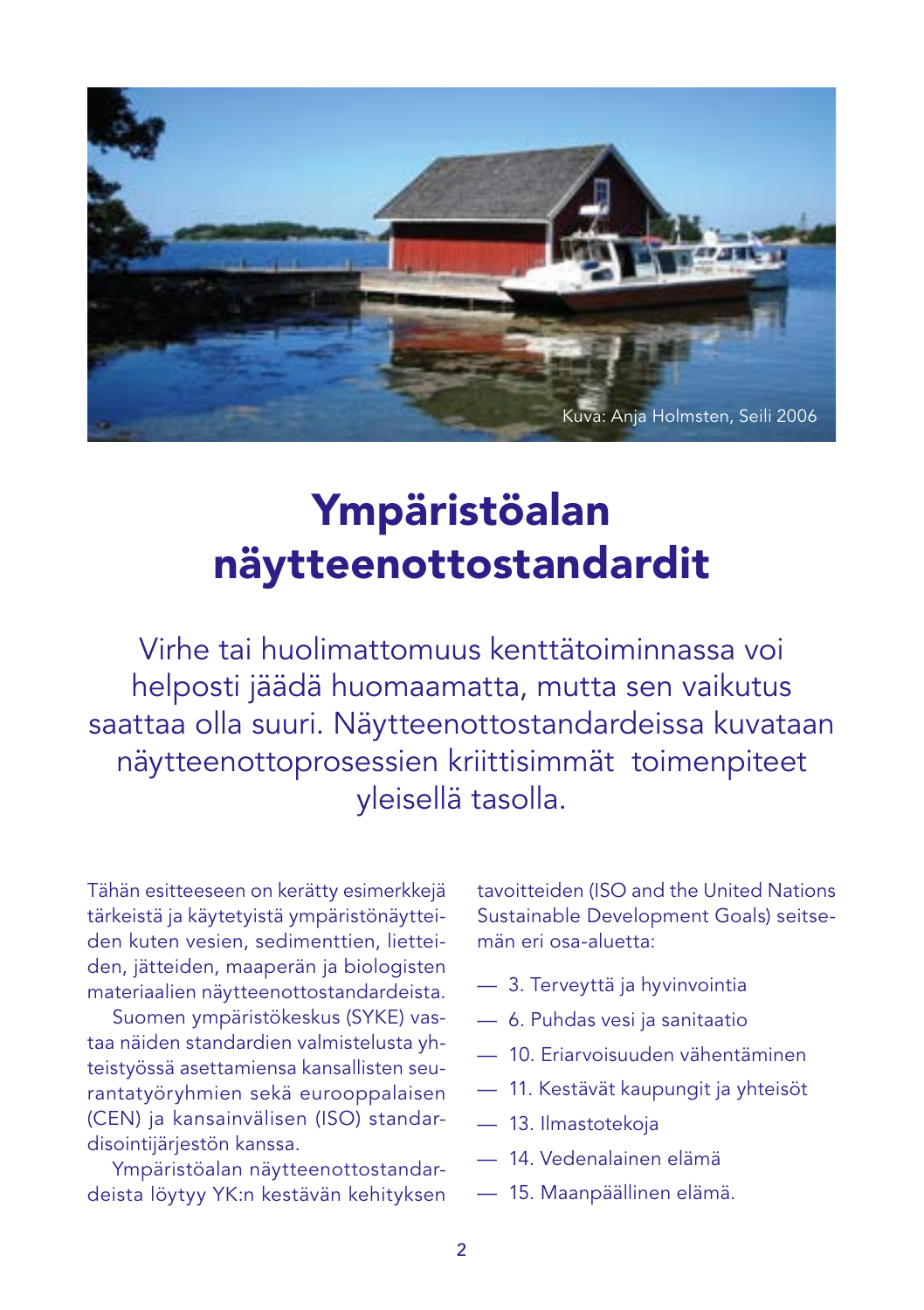Kuva: Anja Holmsten, Seili 2006

# Ympäristöalan näytteenottostandardit

Virhe tai huolimattomuus kenttätoiminnassa voi helposti jäädä huomaamatta, mutta sen vaikutus saattaa olla suuri. Näytteenottostandardeissa kuvataan näytteenottoprosessien kriittisimmät toimenpiteet yleisellä tasolla.

Tähän esitteeseen on kerätty esimerkkejä tärkeistä ja käytetyistä ympäristönäytteiden kuten vesien, sedimenttien, lietteiden, jätteiden, maaperän ja biologisten materiaalien näytteenottostandardeista.

Suomen ympäristökeskus (SYKE) vastaa näiden standardien valmistelusta yhteistyössä asettamiensa kansallisten seurantatyöryhmien sekä eurooppalaisen (CEN) ja kansainvälisen (ISO) standardisointijärjestön kanssa.

Ympäristöalan näytteenottostandardeista löytyy YK:n kestävän kehityksen tavoitteiden (ISO and the United Nations Sustainable Development Goals) seitsemän eri osa-aluetta:

- 3. Terveyttä ja hyvinvointia
- 6. Puhdas vesi ja sanitaatio
- 10. Eriarvoisuuden vähentäminen
- 11. Kestävät kaupungit ja yhteisöt
- 13. Ilmastotekoja
- 14. Vedenalainen elämä
- 15. Maanpäällinen elämä.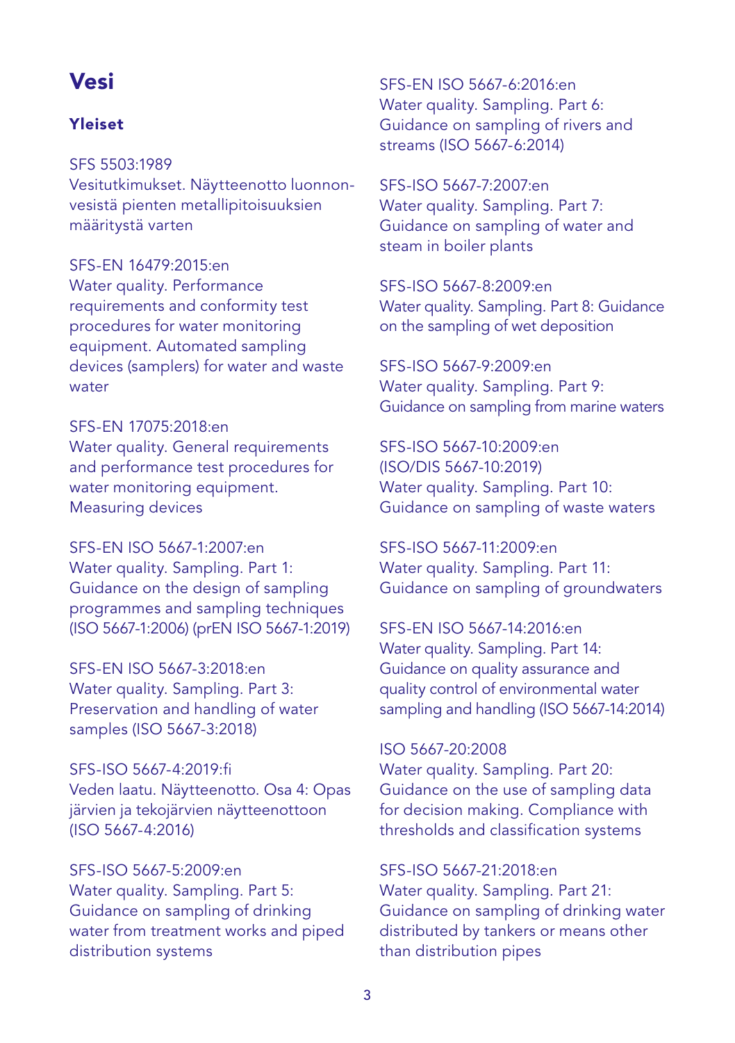# Vesi

## Yleiset

SFS 5503:1989
Vesitutkimukset. Näytteenotto luonnonvesistä pienten metallipitoisuuksien määritystä varten

SFS-EN 16479:2015:en
Water quality. Performance requirements and conformity test procedures for water monitoring equipment. Automated sampling devices (samplers) for water and waste water

SFS-EN 17075:2018:en
Water quality. General requirements and performance test procedures for water monitoring equipment. Measuring devices

SFS-EN ISO 5667-1:2007:en
Water quality. Sampling. Part 1: Guidance on the design of sampling programmes and sampling techniques (ISO 5667-1:2006) (prEN ISO 5667-1:2019)

SFS-EN ISO 5667-3:2018:en
Water quality. Sampling. Part 3: Preservation and handling of water samples (ISO 5667-3:2018)

SFS-ISO 5667-4:2019:fi
Veden laatu. Näytteenotto. Osa 4: Opas järvien ja tekojärvien näytteenottoon (ISO 5667-4:2016)

SFS-ISO 5667-5:2009:en
Water quality. Sampling. Part 5: Guidance on sampling of drinking water from treatment works and piped distribution systems

SFS-EN ISO 5667-6:2016:en
Water quality. Sampling. Part 6: Guidance on sampling of rivers and streams (ISO 5667-6:2014)

SFS-ISO 5667-7:2007:en
Water quality. Sampling. Part 7: Guidance on sampling of water and steam in boiler plants

SFS-ISO 5667-8:2009:en
Water quality. Sampling. Part 8: Guidance on the sampling of wet deposition

SFS-ISO 5667-9:2009:en
Water quality. Sampling. Part 9: Guidance on sampling from marine waters

SFS-ISO 5667-10:2009:en
(ISO/DIS 5667-10:2019)
Water quality. Sampling. Part 10: Guidance on sampling of waste waters

SFS-ISO 5667-11:2009:en
Water quality. Sampling. Part 11: Guidance on sampling of groundwaters

SFS-EN ISO 5667-14:2016:en
Water quality. Sampling. Part 14: Guidance on quality assurance and quality control of environmental water sampling and handling (ISO 5667-14:2014)

ISO 5667-20:2008
Water quality. Sampling. Part 20: Guidance on the use of sampling data for decision making. Compliance with thresholds and classification systems

SFS-ISO 5667-21:2018:en
Water quality. Sampling. Part 21: Guidance on sampling of drinking water distributed by tankers or means other than distribution pipes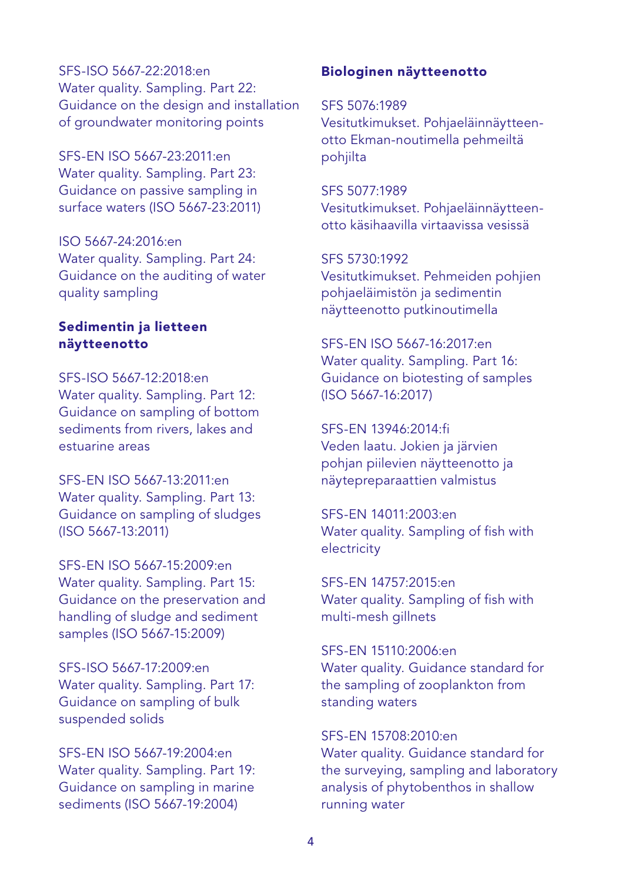SFS-ISO 5667-22:2018:en
Water quality. Sampling. Part 22: Guidance on the design and installation of groundwater monitoring points

SFS-EN ISO 5667-23:2011:en
Water quality. Sampling. Part 23: Guidance on passive sampling in surface waters (ISO 5667-23:2011)

ISO 5667-24:2016:en
Water quality. Sampling. Part 24: Guidance on the auditing of water quality sampling

### Sedimentin ja lietteen näytteenotto

SFS-ISO 5667-12:2018:en
Water quality. Sampling. Part 12: Guidance on sampling of bottom sediments from rivers, lakes and estuarine areas

SFS-EN ISO 5667-13:2011:en
Water quality. Sampling. Part 13: Guidance on sampling of sludges (ISO 5667-13:2011)

SFS-EN ISO 5667-15:2009:en
Water quality. Sampling. Part 15: Guidance on the preservation and handling of sludge and sediment samples (ISO 5667-15:2009)

SFS-ISO 5667-17:2009:en
Water quality. Sampling. Part 17: Guidance on sampling of bulk suspended solids

SFS-EN ISO 5667-19:2004:en
Water quality. Sampling. Part 19: Guidance on sampling in marine sediments (ISO 5667-19:2004)

### Biologinen näytteenotto

SFS 5076:1989
Vesitutkimukset. Pohjaeläinnäytteenotto Ekman-noutimella pehmeiltä pohjilta

SFS 5077:1989
Vesitutkimukset. Pohjaeläinnäytteenotto käsihaavilla virtaavissa vesissä

SFS 5730:1992
Vesitutkimukset. Pehmeiden pohjien pohjaeläimistön ja sedimentin näytteenotto putkinoutimella

SFS-EN ISO 5667-16:2017:en
Water quality. Sampling. Part 16: Guidance on biotesting of samples (ISO 5667-16:2017)

SFS-EN 13946:2014:fi
Veden laatu. Jokien ja järvien pohjan piilevien näytteenotto ja näytepreparaattien valmistus

SFS-EN 14011:2003:en
Water quality. Sampling of fish with electricity

SFS-EN 14757:2015:en
Water quality. Sampling of fish with multi-mesh gillnets

SFS-EN 15110:2006:en
Water quality. Guidance standard for the sampling of zooplankton from standing waters

SFS-EN 15708:2010:en
Water quality. Guidance standard for the surveying, sampling and laboratory analysis of phytobenthos in shallow running water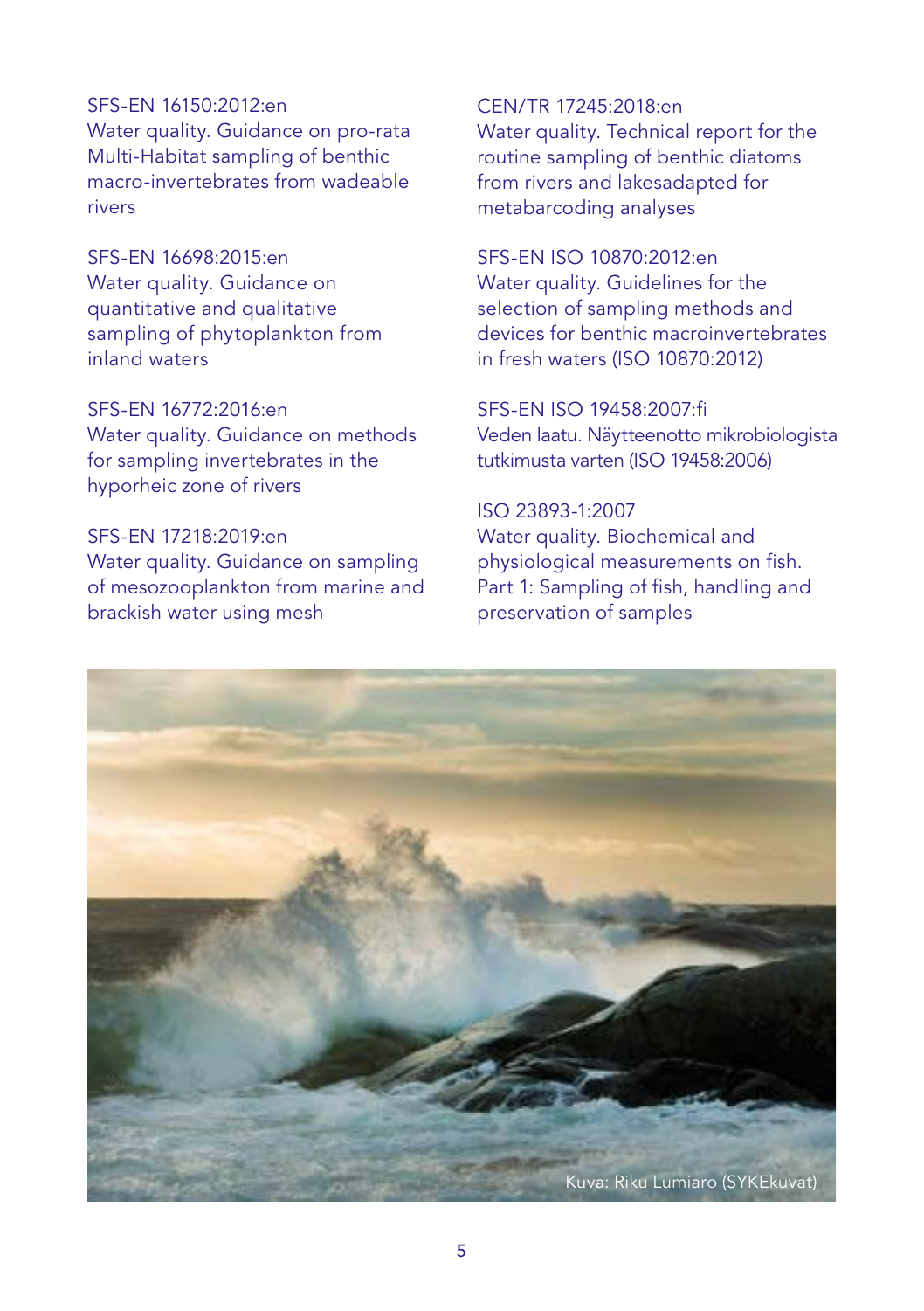SFS-EN 16150:2012:en
Water quality. Guidance on pro-rata Multi-Habitat sampling of benthic macro-invertebrates from wadeable rivers

SFS-EN 16698:2015:en
Water quality. Guidance on quantitative and qualitative sampling of phytoplankton from inland waters

SFS-EN 16772:2016:en
Water quality. Guidance on methods for sampling invertebrates in the hyporheic zone of rivers

SFS-EN 17218:2019:en
Water quality. Guidance on sampling of mesozooplankton from marine and brackish water using mesh

CEN/TR 17245:2018:en
Water quality. Technical report for the routine sampling of benthic diatoms from rivers and lakesadapted for metabarcoding analyses

SFS-EN ISO 10870:2012:en
Water quality. Guidelines for the selection of sampling methods and devices for benthic macroinvertebrates in fresh waters (ISO 10870:2012)

SFS-EN ISO 19458:2007:fi
Veden laatu. Näytteenotto mikrobiologista tutkimusta varten (ISO 19458:2006)

ISO 23893-1:2007
Water quality. Biochemical and physiological measurements on fish. Part 1: Sampling of fish, handling and preservation of samples

Kuva: Riku Lumiaro (SYKEkuvat)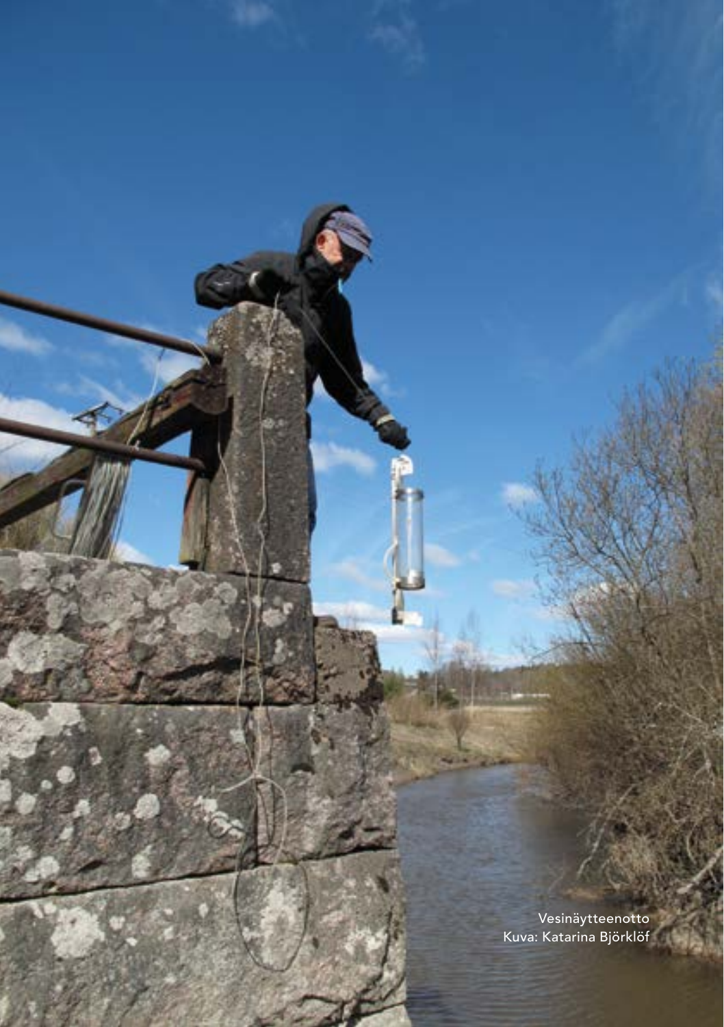Vesinäytteenotto
Kuva: Katarina Björklöf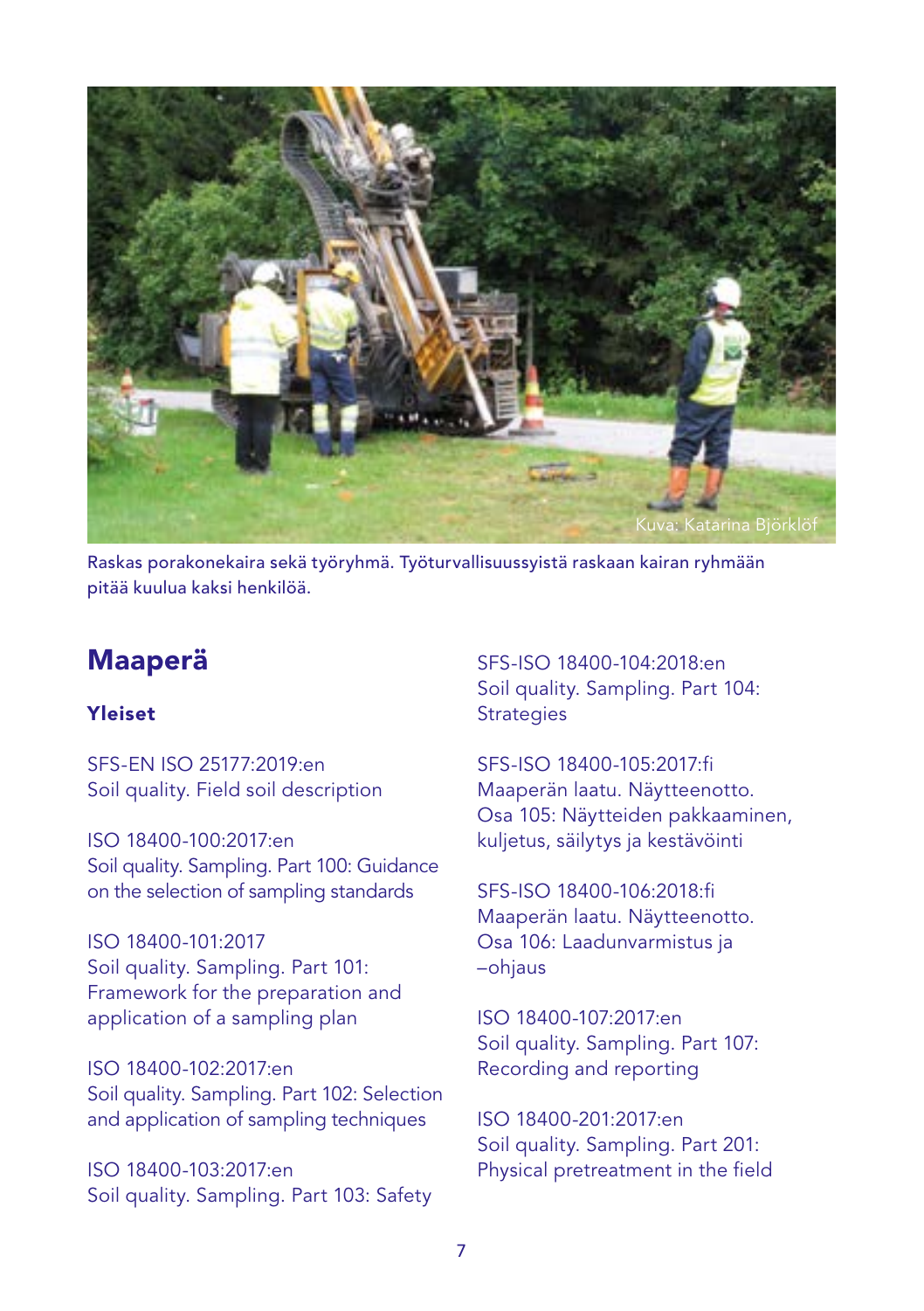Kuva: Katarina Björklöf

Raskas porakonekaira sekä työryhmä. Työturvallisuussyistä raskaan kairan ryhmään pitää kuulua kaksi henkilöä.

## Maaperä

### Yleiset

SFS-EN ISO 25177:2019:en
Soil quality. Field soil description

ISO 18400-100:2017:en
Soil quality. Sampling. Part 100: Guidance on the selection of sampling standards

ISO 18400-101:2017
Soil quality. Sampling. Part 101: Framework for the preparation and application of a sampling plan

ISO 18400-102:2017:en
Soil quality. Sampling. Part 102: Selection and application of sampling techniques

ISO 18400-103:2017:en
Soil quality. Sampling. Part 103: Safety

SFS-ISO 18400-104:2018:en
Soil quality. Sampling. Part 104: Strategies

SFS-ISO 18400-105:2017:fi
Maaperän laatu. Näytteenotto. Osa 105: Näytteiden pakkaaminen, kuljetus, säilytys ja kestävöinti

SFS-ISO 18400-106:2018:fi
Maaperän laatu. Näytteenotto. Osa 106: Laadunvarmistus ja –ohjaus

ISO 18400-107:2017:en
Soil quality. Sampling. Part 107: Recording and reporting

ISO 18400-201:2017:en
Soil quality. Sampling. Part 201: Physical pretreatment in the field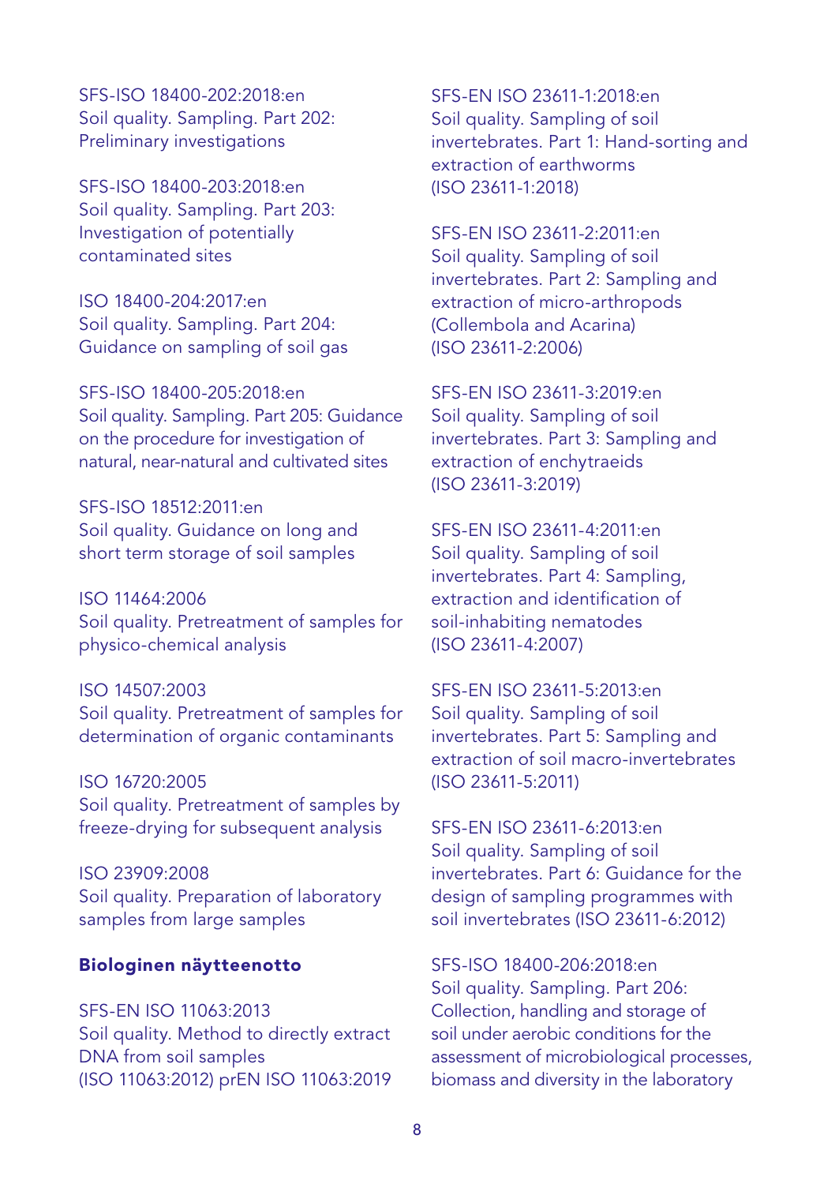SFS-ISO 18400-202:2018:en
Soil quality. Sampling. Part 202: Preliminary investigations

SFS-ISO 18400-203:2018:en
Soil quality. Sampling. Part 203: Investigation of potentially contaminated sites

ISO 18400-204:2017:en
Soil quality. Sampling. Part 204: Guidance on sampling of soil gas

SFS-ISO 18400-205:2018:en
Soil quality. Sampling. Part 205: Guidance on the procedure for investigation of natural, near-natural and cultivated sites

SFS-ISO 18512:2011:en
Soil quality. Guidance on long and short term storage of soil samples

ISO 11464:2006
Soil quality. Pretreatment of samples for physico-chemical analysis

ISO 14507:2003
Soil quality. Pretreatment of samples for determination of organic contaminants

ISO 16720:2005
Soil quality. Pretreatment of samples by freeze-drying for subsequent analysis

ISO 23909:2008
Soil quality. Preparation of laboratory samples from large samples

**Biologinen näytteenotto**

SFS-EN ISO 11063:2013
Soil quality. Method to directly extract DNA from soil samples
(ISO 11063:2012) prEN ISO 11063:2019

SFS-EN ISO 23611-1:2018:en
Soil quality. Sampling of soil invertebrates. Part 1: Hand-sorting and extraction of earthworms
(ISO 23611-1:2018)

SFS-EN ISO 23611-2:2011:en
Soil quality. Sampling of soil invertebrates. Part 2: Sampling and extraction of micro-arthropods (Collembola and Acarina)
(ISO 23611-2:2006)

SFS-EN ISO 23611-3:2019:en
Soil quality. Sampling of soil invertebrates. Part 3: Sampling and extraction of enchytraeids
(ISO 23611-3:2019)

SFS-EN ISO 23611-4:2011:en
Soil quality. Sampling of soil invertebrates. Part 4: Sampling, extraction and identification of soil-inhabiting nematodes
(ISO 23611-4:2007)

SFS-EN ISO 23611-5:2013:en
Soil quality. Sampling of soil invertebrates. Part 5: Sampling and extraction of soil macro-invertebrates
(ISO 23611-5:2011)

SFS-EN ISO 23611-6:2013:en
Soil quality. Sampling of soil invertebrates. Part 6: Guidance for the design of sampling programmes with soil invertebrates (ISO 23611-6:2012)

SFS-ISO 18400-206:2018:en
Soil quality. Sampling. Part 206: Collection, handling and storage of soil under aerobic conditions for the assessment of microbiological processes, biomass and diversity in the laboratory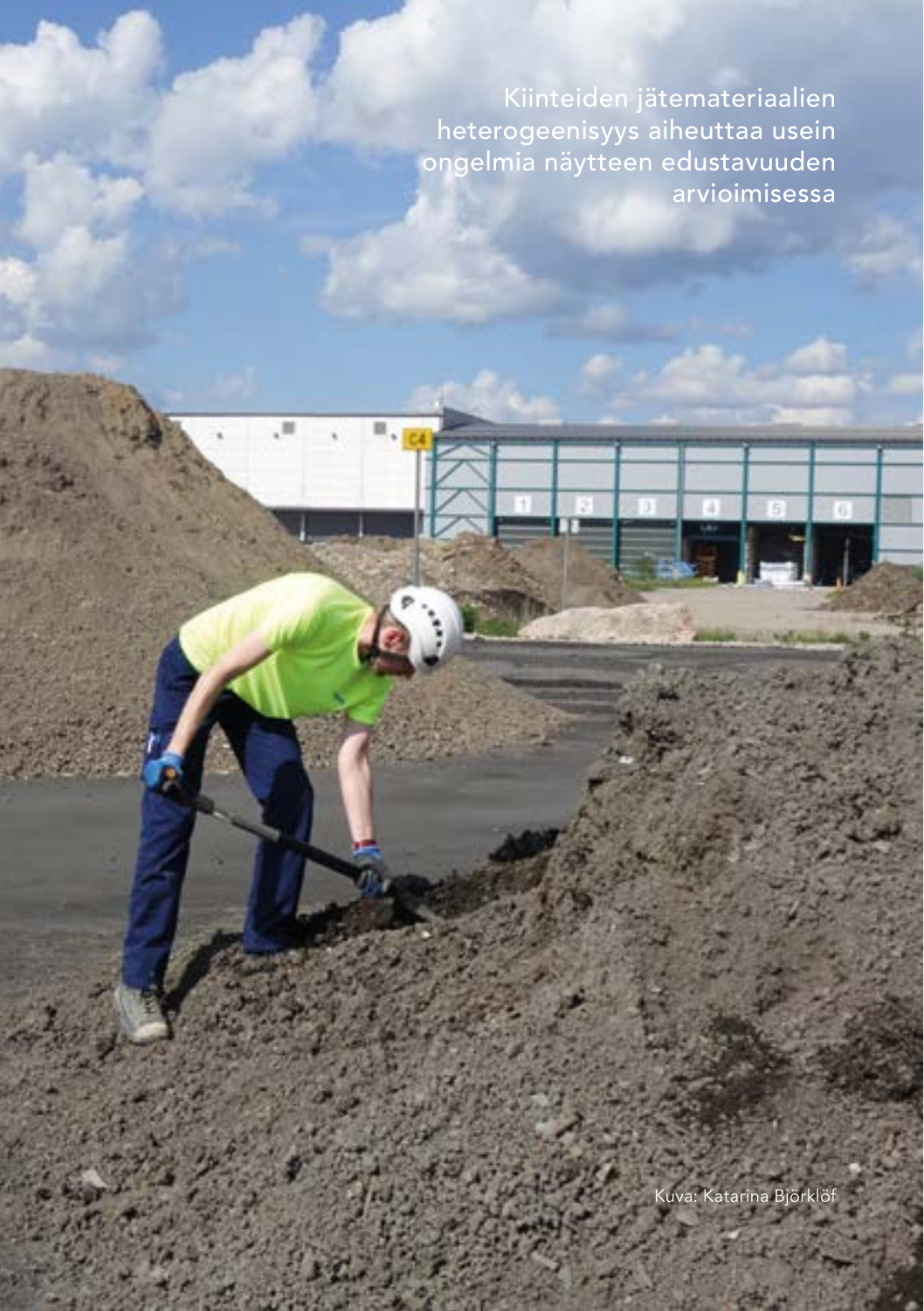Kiinteiden jätemateriaalien heterogeenisyys aiheuttaa usein ongelmia näytteen edustavuuden arvioimisessa

Kuva: Katarina Björklöf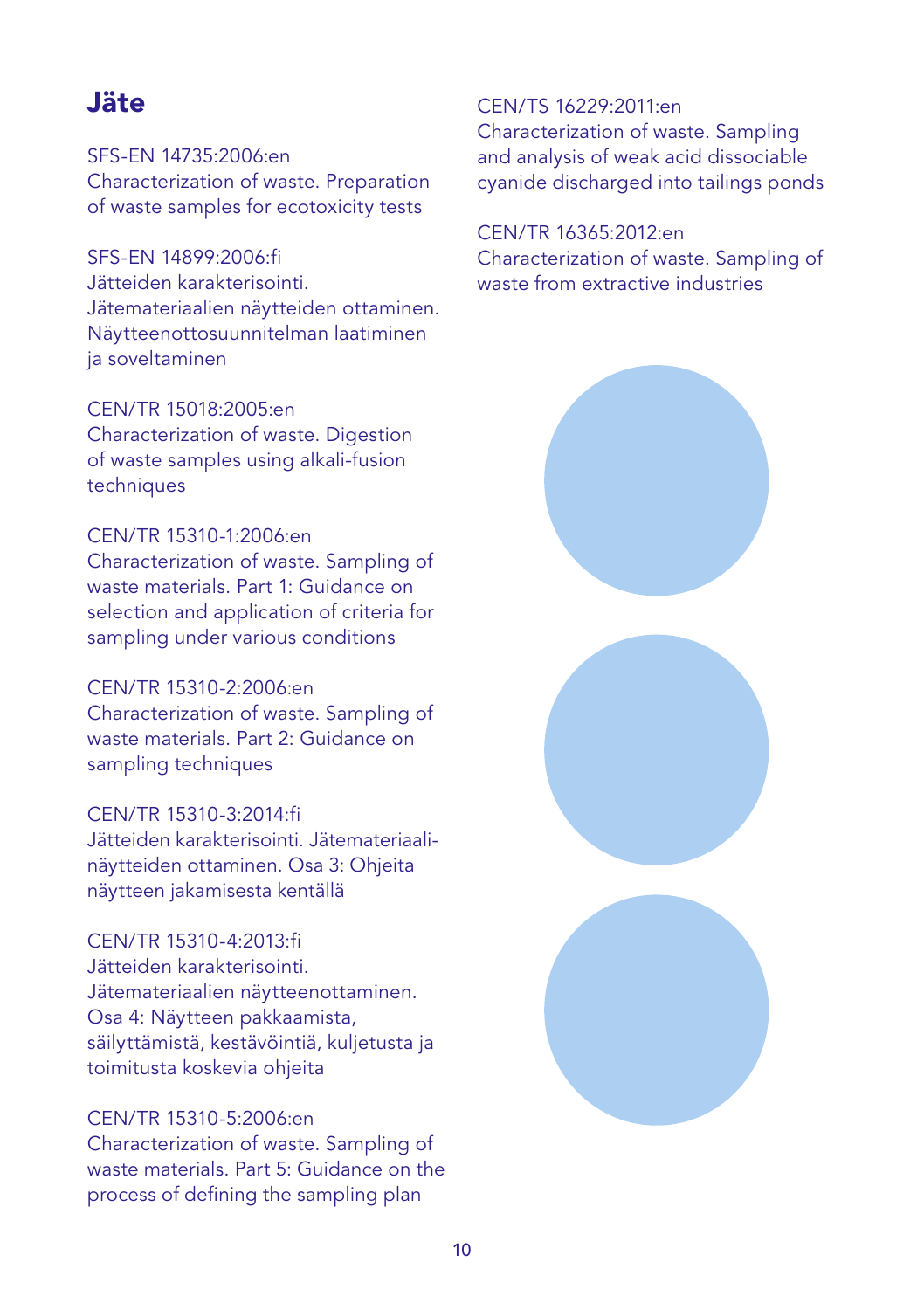## Jäte

SFS-EN 14735:2006:en
Characterization of waste. Preparation of waste samples for ecotoxicity tests

SFS-EN 14899:2006:fi
Jätteiden karakterisointi. Jätemateriaalien näytteiden ottaminen. Näytteenottosuunnitelman laatiminen ja soveltaminen

CEN/TR 15018:2005:en
Characterization of waste. Digestion of waste samples using alkali-fusion techniques

CEN/TR 15310-1:2006:en
Characterization of waste. Sampling of waste materials. Part 1: Guidance on selection and application of criteria for sampling under various conditions

CEN/TR 15310-2:2006:en
Characterization of waste. Sampling of waste materials. Part 2: Guidance on sampling techniques

CEN/TR 15310-3:2014:fi
Jätteiden karakterisointi. Jätemateriaalinäytteiden ottaminen. Osa 3: Ohjeita näytteen jakamisesta kentällä

CEN/TR 15310-4:2013:fi
Jätteiden karakterisointi. Jätemateriaalien näytteenottaminen. Osa 4: Näytteen pakkaamista, säilyttämistä, kestävöintiä, kuljetusta ja toimitusta koskevia ohjeita

CEN/TR 15310-5:2006:en
Characterization of waste. Sampling of waste materials. Part 5: Guidance on the process of defining the sampling plan

CEN/TS 16229:2011:en
Characterization of waste. Sampling and analysis of weak acid dissociable cyanide discharged into tailings ponds

CEN/TR 16365:2012:en
Characterization of waste. Sampling of waste from extractive industries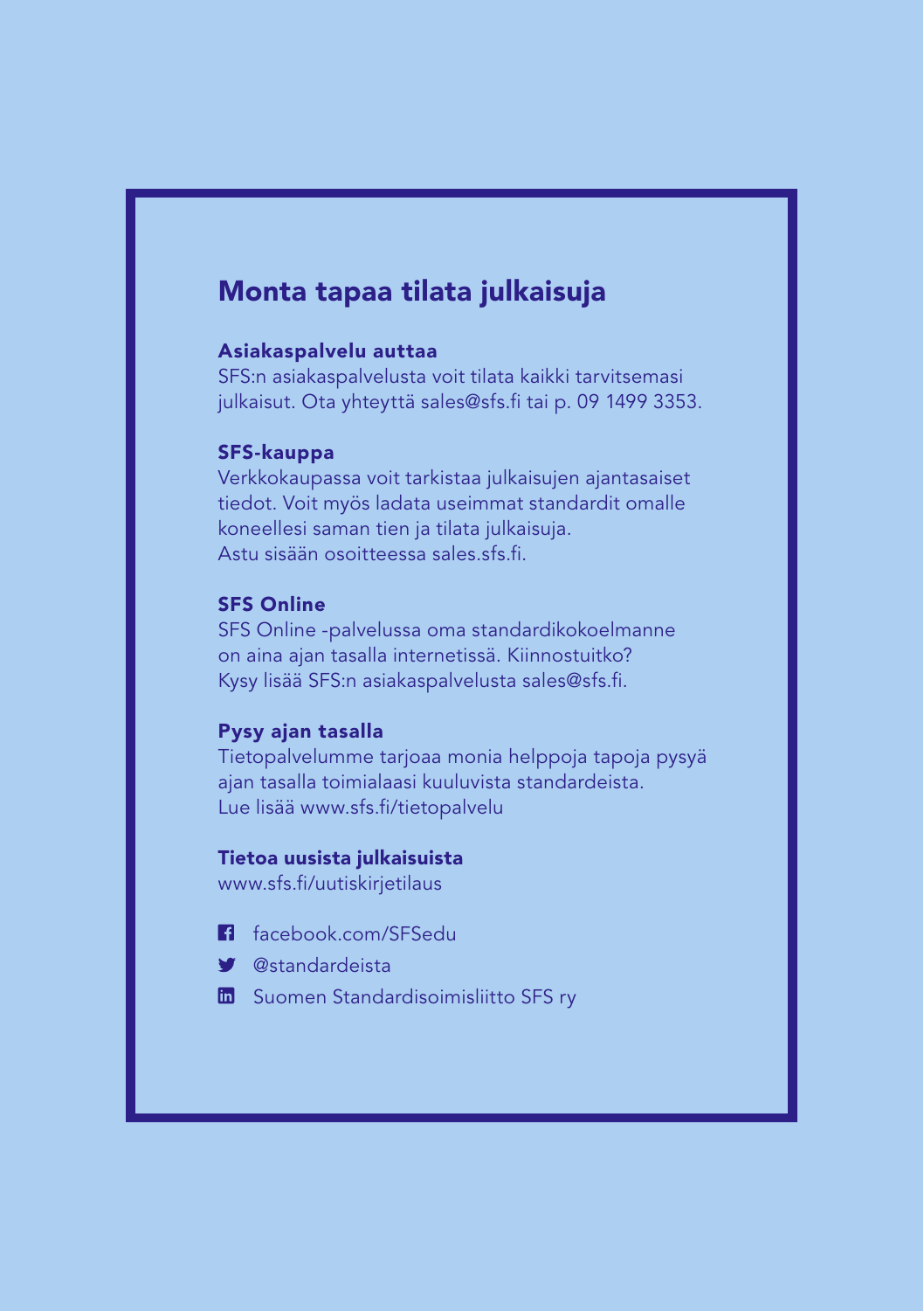# Monta tapaa tilata julkaisuja

### Asiakaspalvelu auttaa

SFS:n asiakaspalvelusta voit tilata kaikki tarvitsemasi julkaisut. Ota yhteyttä sales@sfs.fi tai p. 09 1499 3353.

### SFS-kauppa

Verkkokaupassa voit tarkistaa julkaisujen ajantasaiset tiedot. Voit myös ladata useimmat standardit omalle koneellesi saman tien ja tilata julkaisuja.
Astu sisään osoitteessa sales.sfs.fi.

### SFS Online

SFS Online -palvelussa oma standardikokoelmanne on aina ajan tasalla internetissä. Kiinnostuitko?
Kysy lisää SFS:n asiakaspalvelusta sales@sfs.fi.

### Pysy ajan tasalla

Tietopalvelumme tarjoaa monia helppoja tapoja pysyä ajan tasalla toimialaasi kuuluvista standardeista.
Lue lisää www.sfs.fi/tietopalvelu

### Tietoa uusista julkaisuista

www.sfs.fi/uutiskirjetilaus

- facebook.com/SFSedu
- @standardeista
- Suomen Standardisoimisliitto SFS ry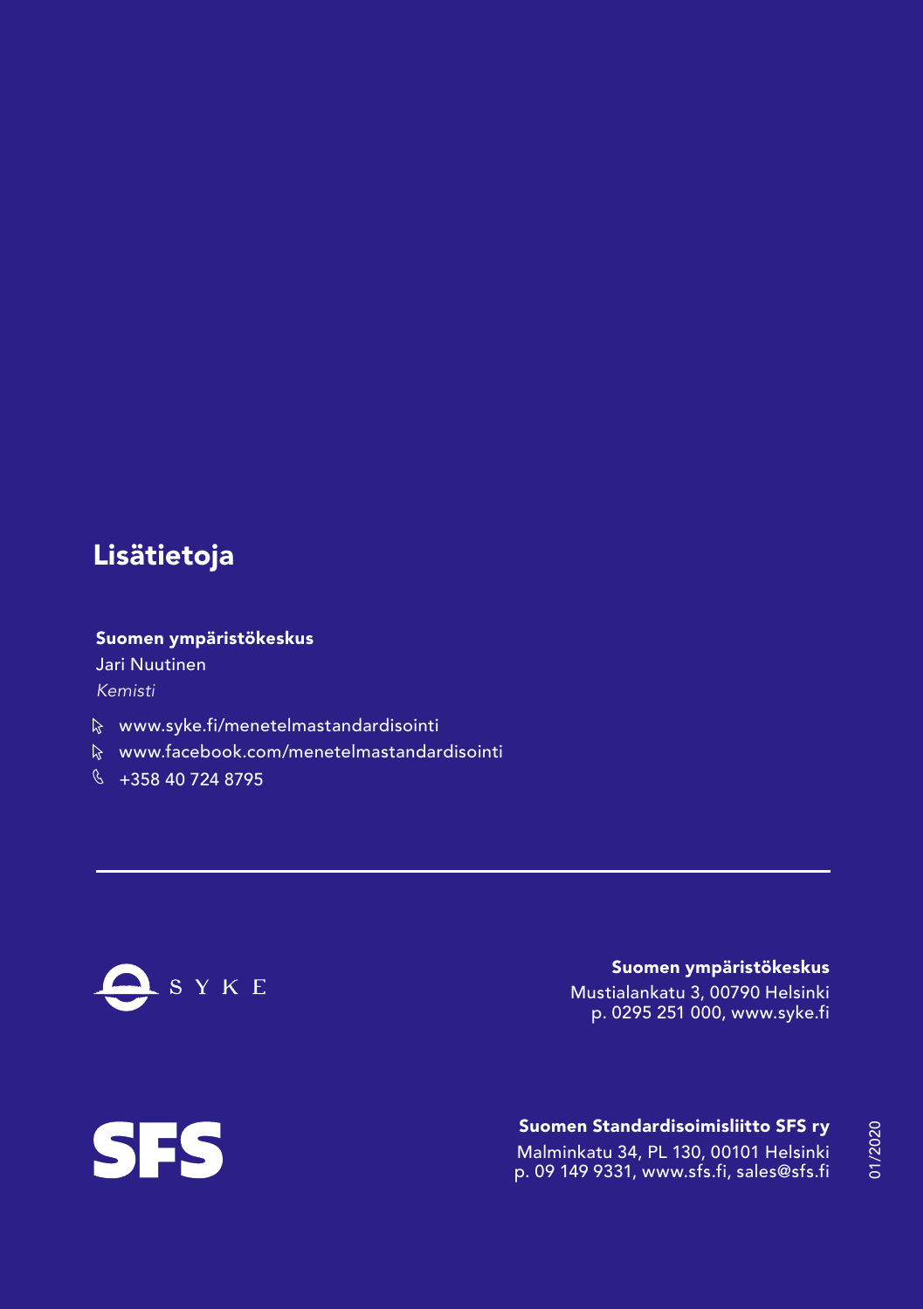## Lisätietoja

**Suomen ympäristökeskus**

Jari Nuutinen

*Kemisti*

- www.syke.fi/menetelmastandardisointi
- www.facebook.com/menetelmastandardisointi
- +358 40 724 8795

SYKE

**Suomen ympäristökeskus**

Mustialankatu 3, 00790 Helsinki

p. 0295 251 000, www.syke.fi

SFS

**Suomen Standardisoimisliitto SFS ry**

Malminkatu 34, PL 130, 00101 Helsinki

p. 09 149 9331, www.sfs.fi, sales@sfs.fi

01/2020